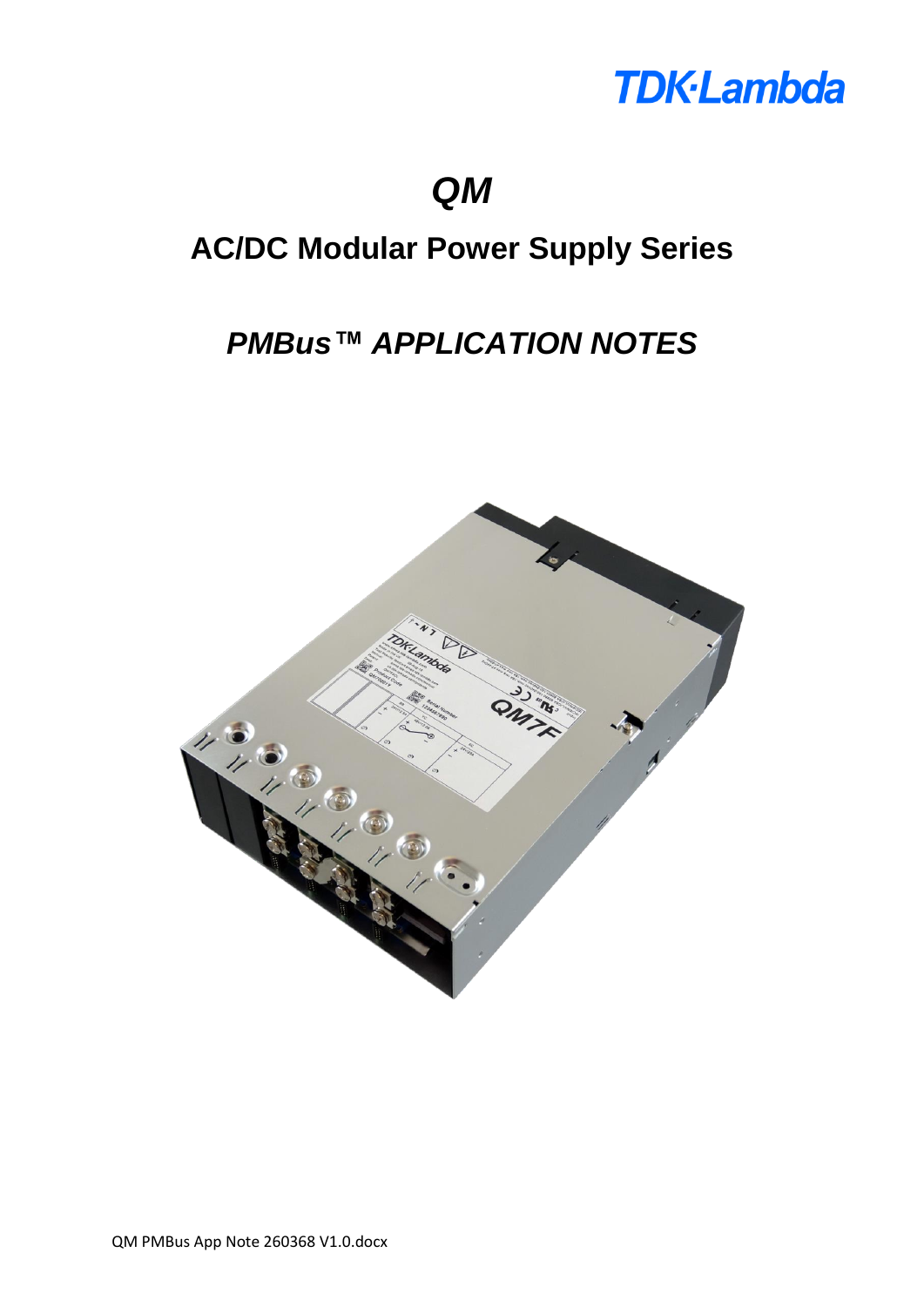TDK·Lambda

# QM

## AC/DC Modular Power Supply Series

## *PMBus™ APPLICATION NOTES*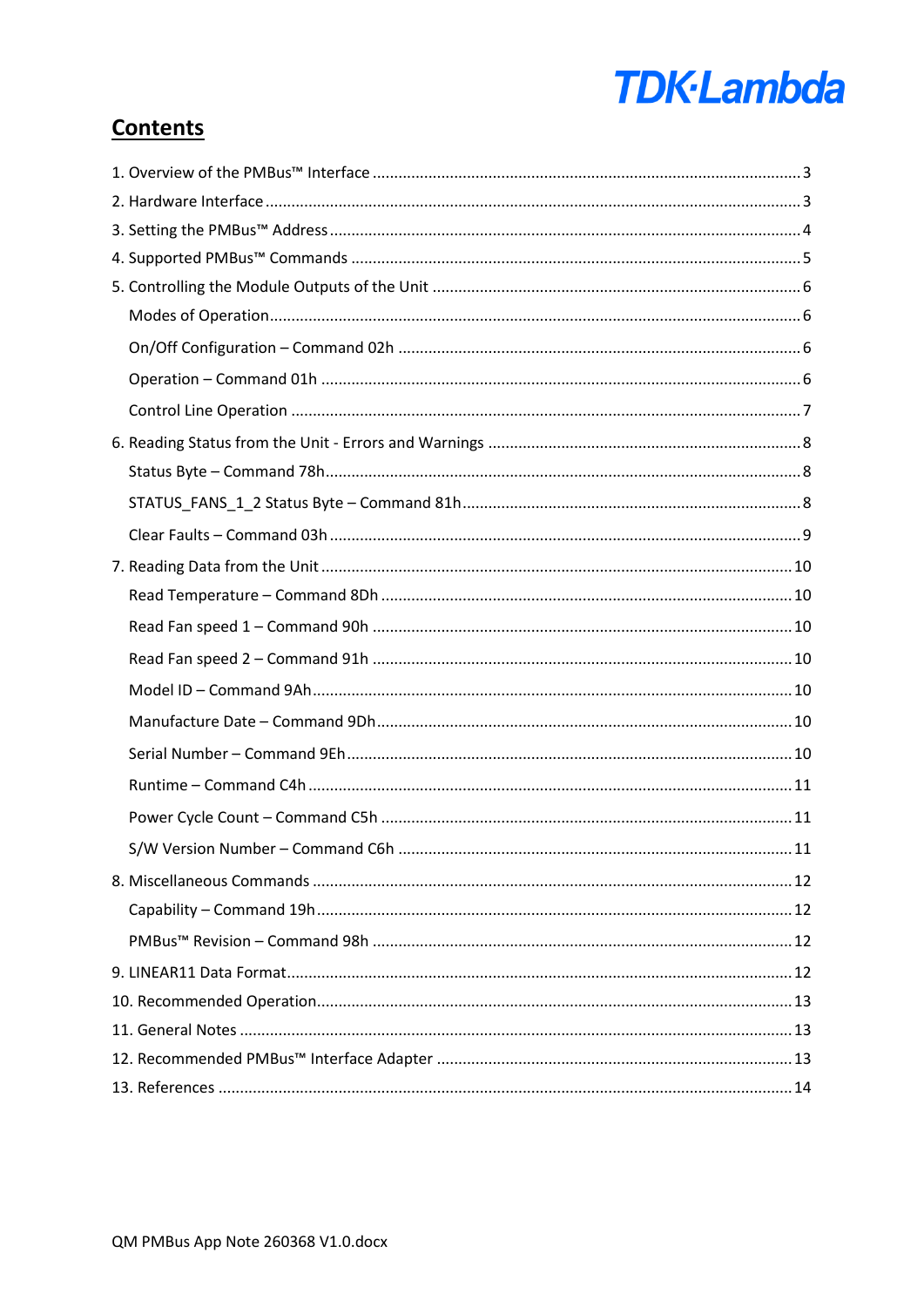## Contents

1. Overview of the PMBus™ Interface ............ 3
2. Hardware Interface ............ 3
3. Setting the PMBus™ Address ............ 4
4. Supported PMBus™ Commands ............ 5
5. Controlling the Module Outputs of the Unit ............ 6
   - Modes of Operation ............ 6
   - On/Off Configuration – Command 02h ............ 6
   - Operation – Command 01h ............ 6
   - Control Line Operation ............ 7
6. Reading Status from the Unit - Errors and Warnings ............ 8
   - Status Byte – Command 78h ............ 8
   - STATUS_FANS_1_2 Status Byte – Command 81h ............ 8
   - Clear Faults – Command 03h ............ 9
7. Reading Data from the Unit ............ 10
   - Read Temperature – Command 8Dh ............ 10
   - Read Fan speed 1 – Command 90h ............ 10
   - Read Fan speed 2 – Command 91h ............ 10
   - Model ID – Command 9Ah ............ 10
   - Manufacture Date – Command 9Dh ............ 10
   - Serial Number – Command 9Eh ............ 10
   - Runtime – Command C4h ............ 11
   - Power Cycle Count – Command C5h ............ 11
   - S/W Version Number – Command C6h ............ 11
8. Miscellaneous Commands ............ 12
   - Capability – Command 19h ............ 12
   - PMBus™ Revision – Command 98h ............ 12
9. LINEAR11 Data Format ............ 12
10. Recommended Operation ............ 13
11. General Notes ............ 13
12. Recommended PMBus™ Interface Adapter ............ 13
13. References ............ 14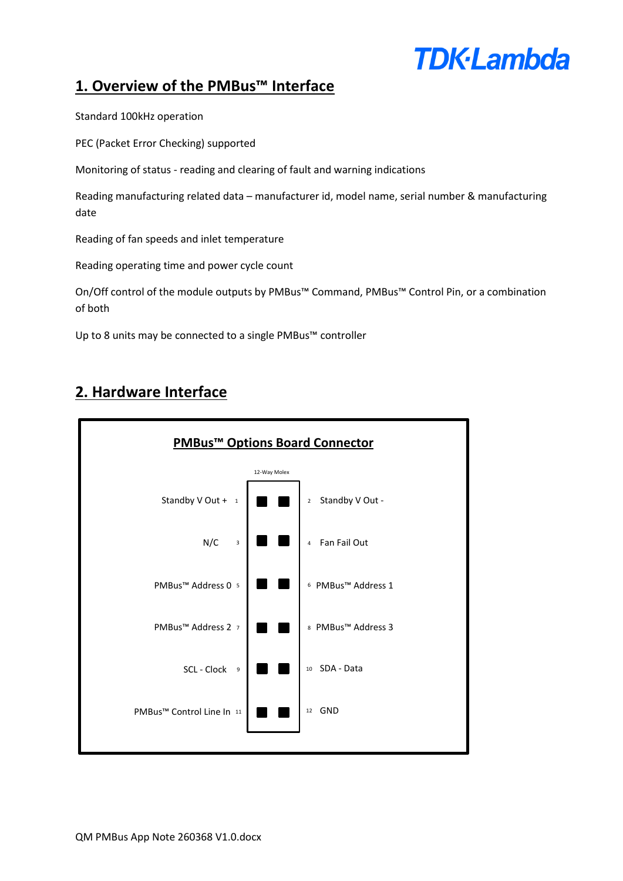## 1. Overview of the PMBus™ Interface

Standard 100kHz operation

PEC (Packet Error Checking) supported

Monitoring of status - reading and clearing of fault and warning indications

Reading manufacturing related data – manufacturer id, model name, serial number & manufacturing date

Reading of fan speeds and inlet temperature

Reading operating time and power cycle count

On/Off control of the module outputs by PMBus™ Command, PMBus™ Control Pin, or a combination of both

Up to 8 units may be connected to a single PMBus™ controller

## 2. Hardware Interface

**PMBus™ Options Board Connector**

12-Way Molex

| Signal | Pin | Pin | Signal |
|---|---|---|---|
| Standby V Out + | 1 | 2 | Standby V Out - |
| N/C | 3 | 4 | Fan Fail Out |
| PMBus™ Address 0 | 5 | 6 | PMBus™ Address 1 |
| PMBus™ Address 2 | 7 | 8 | PMBus™ Address 3 |
| SCL - Clock | 9 | 10 | SDA - Data |
| PMBus™ Control Line In | 11 | 12 | GND |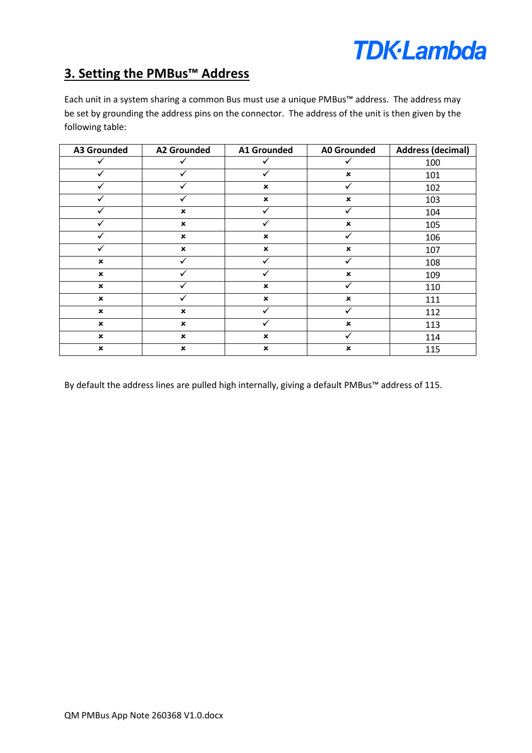## 3. Setting the PMBus™ Address

Each unit in a system sharing a common Bus must use a unique PMBus™ address. The address may be set by grounding the address pins on the connector. The address of the unit is then given by the following table:

| A3 Grounded | A2 Grounded | A1 Grounded | A0 Grounded | Address (decimal) |
|---|---|---|---|---|
| ✓ | ✓ | ✓ | ✓ | 100 |
| ✓ | ✓ | ✓ | × | 101 |
| ✓ | ✓ | × | ✓ | 102 |
| ✓ | ✓ | × | × | 103 |
| ✓ | × | ✓ | ✓ | 104 |
| ✓ | × | ✓ | × | 105 |
| ✓ | × | × | ✓ | 106 |
| ✓ | × | × | × | 107 |
| × | ✓ | ✓ | ✓ | 108 |
| × | ✓ | ✓ | × | 109 |
| × | ✓ | × | ✓ | 110 |
| × | ✓ | × | × | 111 |
| × | × | ✓ | ✓ | 112 |
| × | × | ✓ | × | 113 |
| × | × | × | ✓ | 114 |
| × | × | × | × | 115 |

By default the address lines are pulled high internally, giving a default PMBus™ address of 115.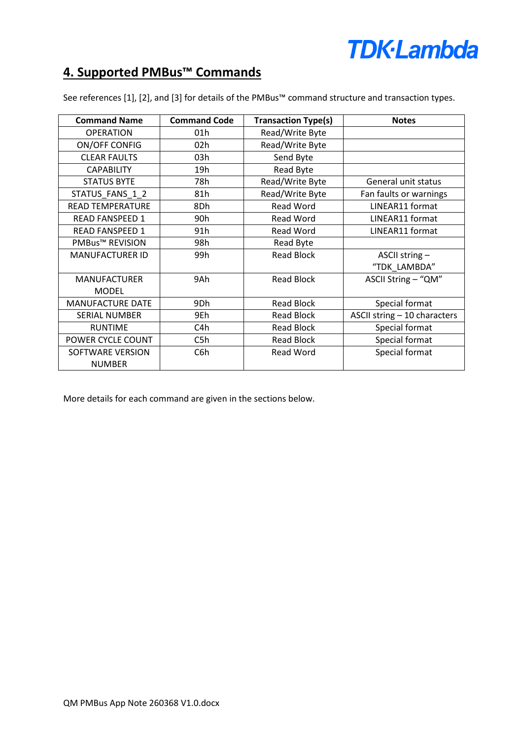## 4. Supported PMBus™ Commands

See references [1], [2], and [3] for details of the PMBus™ command structure and transaction types.

| Command Name | Command Code | Transaction Type(s) | Notes |
|---|---|---|---|
| OPERATION | 01h | Read/Write Byte | |
| ON/OFF CONFIG | 02h | Read/Write Byte | |
| CLEAR FAULTS | 03h | Send Byte | |
| CAPABILITY | 19h | Read Byte | |
| STATUS BYTE | 78h | Read/Write Byte | General unit status |
| STATUS_FANS_1_2 | 81h | Read/Write Byte | Fan faults or warnings |
| READ TEMPERATURE | 8Dh | Read Word | LINEAR11 format |
| READ FANSPEED 1 | 90h | Read Word | LINEAR11 format |
| READ FANSPEED 1 | 91h | Read Word | LINEAR11 format |
| PMBus™ REVISION | 98h | Read Byte | |
| MANUFACTURER ID | 99h | Read Block | ASCII string – “TDK_LAMBDA” |
| MANUFACTURER MODEL | 9Ah | Read Block | ASCII String – “QM” |
| MANUFACTURE DATE | 9Dh | Read Block | Special format |
| SERIAL NUMBER | 9Eh | Read Block | ASCII string – 10 characters |
| RUNTIME | C4h | Read Block | Special format |
| POWER CYCLE COUNT | C5h | Read Block | Special format |
| SOFTWARE VERSION NUMBER | C6h | Read Word | Special format |

More details for each command are given in the sections below.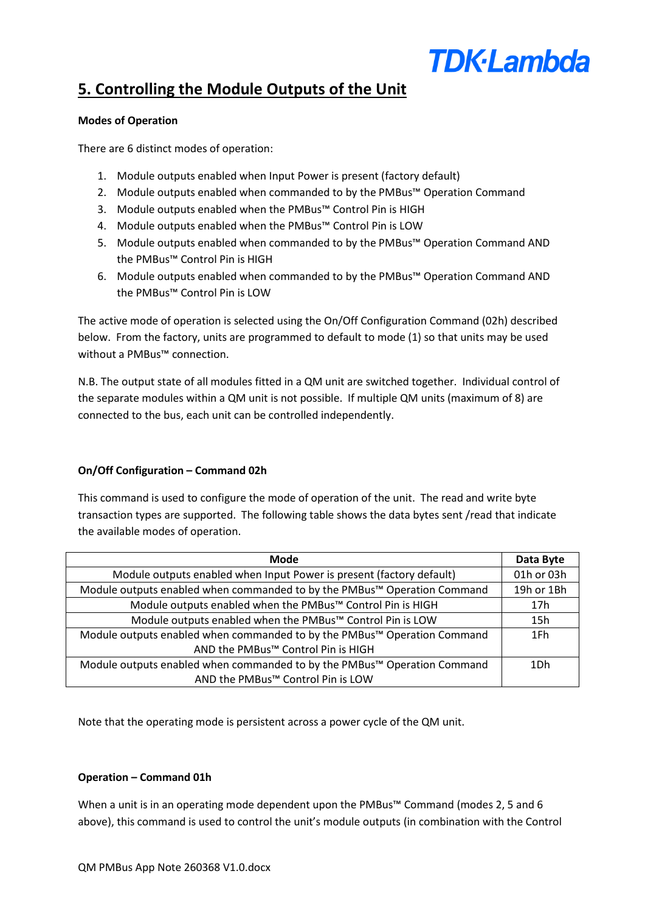## 5. Controlling the Module Outputs of the Unit

**Modes of Operation**

There are 6 distinct modes of operation:

1. Module outputs enabled when Input Power is present (factory default)
2. Module outputs enabled when commanded to by the PMBus™ Operation Command
3. Module outputs enabled when the PMBus™ Control Pin is HIGH
4. Module outputs enabled when the PMBus™ Control Pin is LOW
5. Module outputs enabled when commanded to by the PMBus™ Operation Command AND the PMBus™ Control Pin is HIGH
6. Module outputs enabled when commanded to by the PMBus™ Operation Command AND the PMBus™ Control Pin is LOW

The active mode of operation is selected using the On/Off Configuration Command (02h) described below. From the factory, units are programmed to default to mode (1) so that units may be used without a PMBus™ connection.

N.B. The output state of all modules fitted in a QM unit are switched together. Individual control of the separate modules within a QM unit is not possible. If multiple QM units (maximum of 8) are connected to the bus, each unit can be controlled independently.

**On/Off Configuration – Command 02h**

This command is used to configure the mode of operation of the unit. The read and write byte transaction types are supported. The following table shows the data bytes sent /read that indicate the available modes of operation.

| Mode | Data Byte |
|---|---|
| Module outputs enabled when Input Power is present (factory default) | 01h or 03h |
| Module outputs enabled when commanded to by the PMBus™ Operation Command | 19h or 1Bh |
| Module outputs enabled when the PMBus™ Control Pin is HIGH | 17h |
| Module outputs enabled when the PMBus™ Control Pin is LOW | 15h |
| Module outputs enabled when commanded to by the PMBus™ Operation Command AND the PMBus™ Control Pin is HIGH | 1Fh |
| Module outputs enabled when commanded to by the PMBus™ Operation Command AND the PMBus™ Control Pin is LOW | 1Dh |

Note that the operating mode is persistent across a power cycle of the QM unit.

**Operation – Command 01h**

When a unit is in an operating mode dependent upon the PMBus™ Command (modes 2, 5 and 6 above), this command is used to control the unit's module outputs (in combination with the Control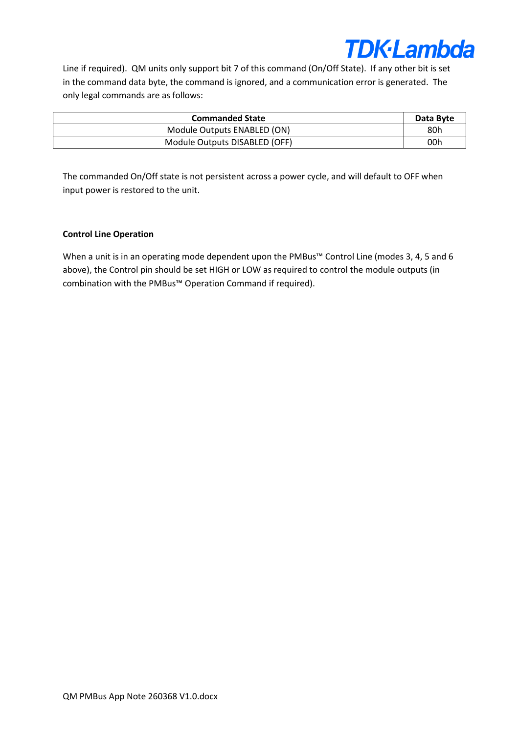Line if required). QM units only support bit 7 of this command (On/Off State). If any other bit is set in the command data byte, the command is ignored, and a communication error is generated. The only legal commands are as follows:

| Commanded State | Data Byte |
|---|---|
| Module Outputs ENABLED (ON) | 80h |
| Module Outputs DISABLED (OFF) | 00h |

The commanded On/Off state is not persistent across a power cycle, and will default to OFF when input power is restored to the unit.

**Control Line Operation**

When a unit is in an operating mode dependent upon the PMBus™ Control Line (modes 3, 4, 5 and 6 above), the Control pin should be set HIGH or LOW as required to control the module outputs (in combination with the PMBus™ Operation Command if required).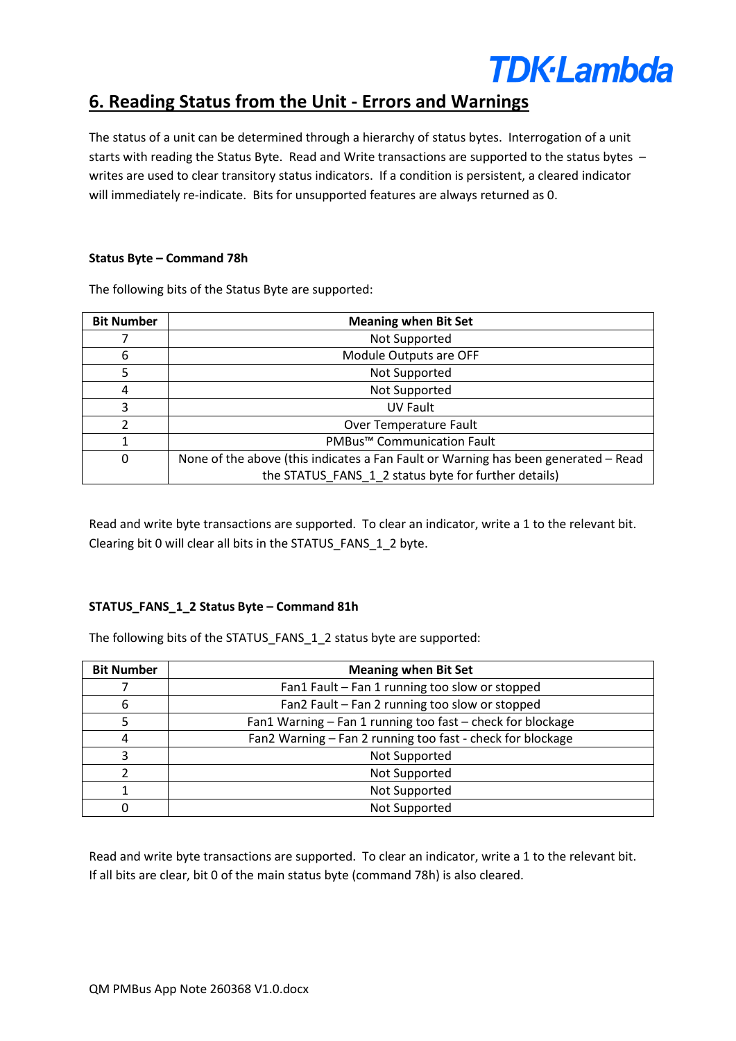## 6. Reading Status from the Unit - Errors and Warnings

The status of a unit can be determined through a hierarchy of status bytes. Interrogation of a unit starts with reading the Status Byte. Read and Write transactions are supported to the status bytes – writes are used to clear transitory status indicators. If a condition is persistent, a cleared indicator will immediately re-indicate. Bits for unsupported features are always returned as 0.

**Status Byte – Command 78h**

The following bits of the Status Byte are supported:

| Bit Number | Meaning when Bit Set |
|---|---|
| 7 | Not Supported |
| 6 | Module Outputs are OFF |
| 5 | Not Supported |
| 4 | Not Supported |
| 3 | UV Fault |
| 2 | Over Temperature Fault |
| 1 | PMBus™ Communication Fault |
| 0 | None of the above (this indicates a Fan Fault or Warning has been generated – Read the STATUS_FANS_1_2 status byte for further details) |

Read and write byte transactions are supported. To clear an indicator, write a 1 to the relevant bit. Clearing bit 0 will clear all bits in the STATUS_FANS_1_2 byte.

**STATUS_FANS_1_2 Status Byte – Command 81h**

The following bits of the STATUS_FANS_1_2 status byte are supported:

| Bit Number | Meaning when Bit Set |
|---|---|
| 7 | Fan1 Fault – Fan 1 running too slow or stopped |
| 6 | Fan2 Fault – Fan 2 running too slow or stopped |
| 5 | Fan1 Warning – Fan 1 running too fast – check for blockage |
| 4 | Fan2 Warning – Fan 2 running too fast - check for blockage |
| 3 | Not Supported |
| 2 | Not Supported |
| 1 | Not Supported |
| 0 | Not Supported |

Read and write byte transactions are supported. To clear an indicator, write a 1 to the relevant bit. If all bits are clear, bit 0 of the main status byte (command 78h) is also cleared.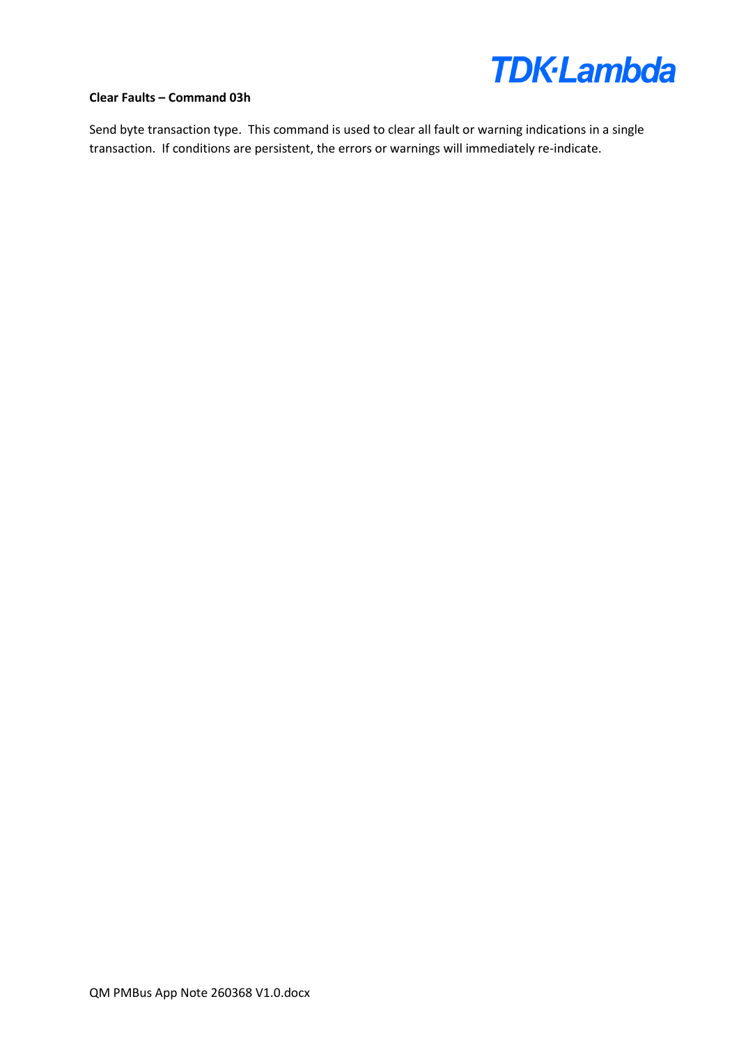**Clear Faults – Command 03h**

Send byte transaction type. This command is used to clear all fault or warning indications in a single transaction. If conditions are persistent, the errors or warnings will immediately re-indicate.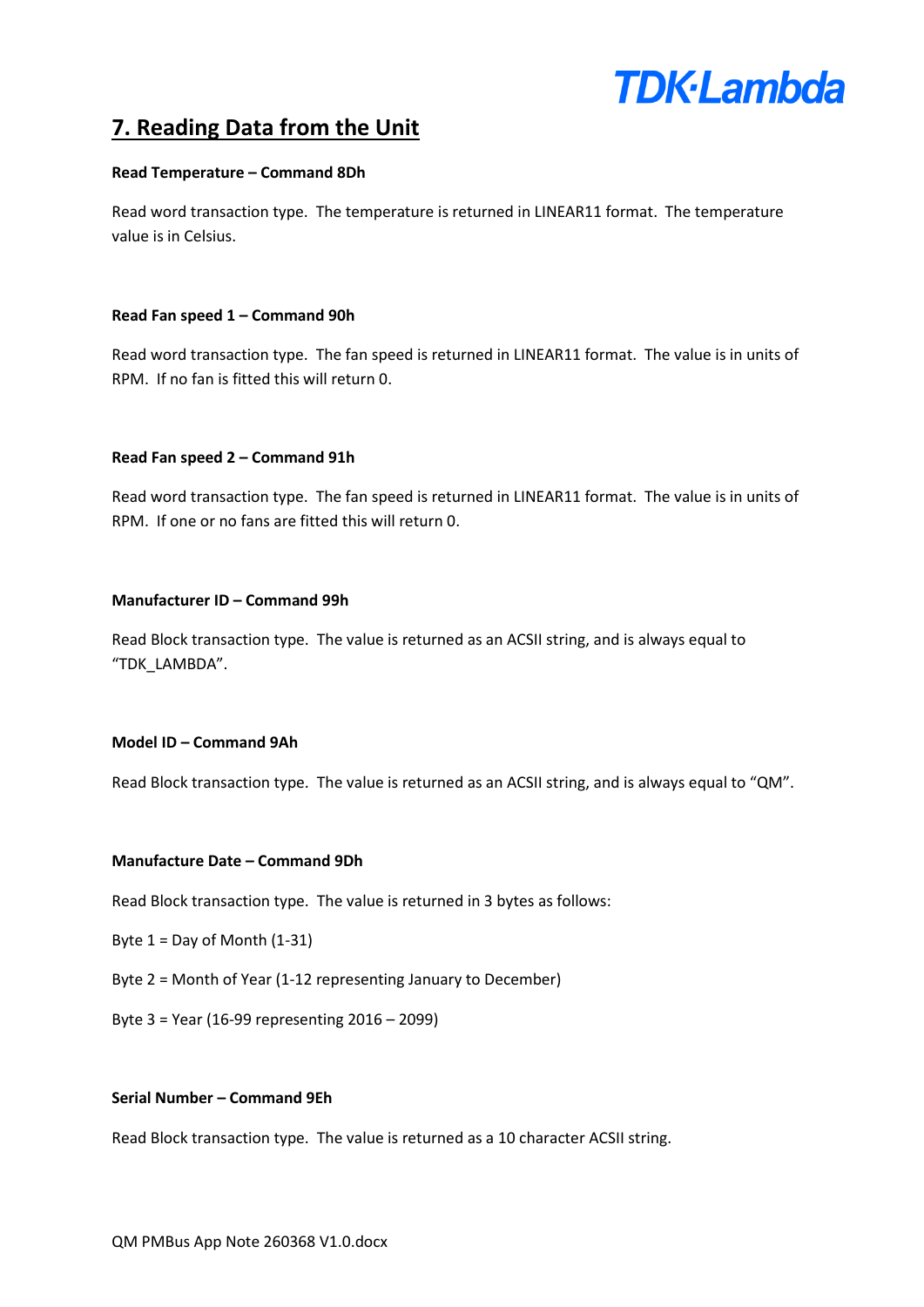## 7. Reading Data from the Unit

**Read Temperature – Command 8Dh**

Read word transaction type. The temperature is returned in LINEAR11 format. The temperature value is in Celsius.

**Read Fan speed 1 – Command 90h**

Read word transaction type. The fan speed is returned in LINEAR11 format. The value is in units of RPM. If no fan is fitted this will return 0.

**Read Fan speed 2 – Command 91h**

Read word transaction type. The fan speed is returned in LINEAR11 format. The value is in units of RPM. If one or no fans are fitted this will return 0.

**Manufacturer ID – Command 99h**

Read Block transaction type. The value is returned as an ACSII string, and is always equal to "TDK_LAMBDA".

**Model ID – Command 9Ah**

Read Block transaction type. The value is returned as an ACSII string, and is always equal to "QM".

**Manufacture Date – Command 9Dh**

Read Block transaction type. The value is returned in 3 bytes as follows:

Byte 1 = Day of Month (1-31)

Byte 2 = Month of Year (1-12 representing January to December)

Byte 3 = Year (16-99 representing 2016 – 2099)

**Serial Number – Command 9Eh**

Read Block transaction type. The value is returned as a 10 character ACSII string.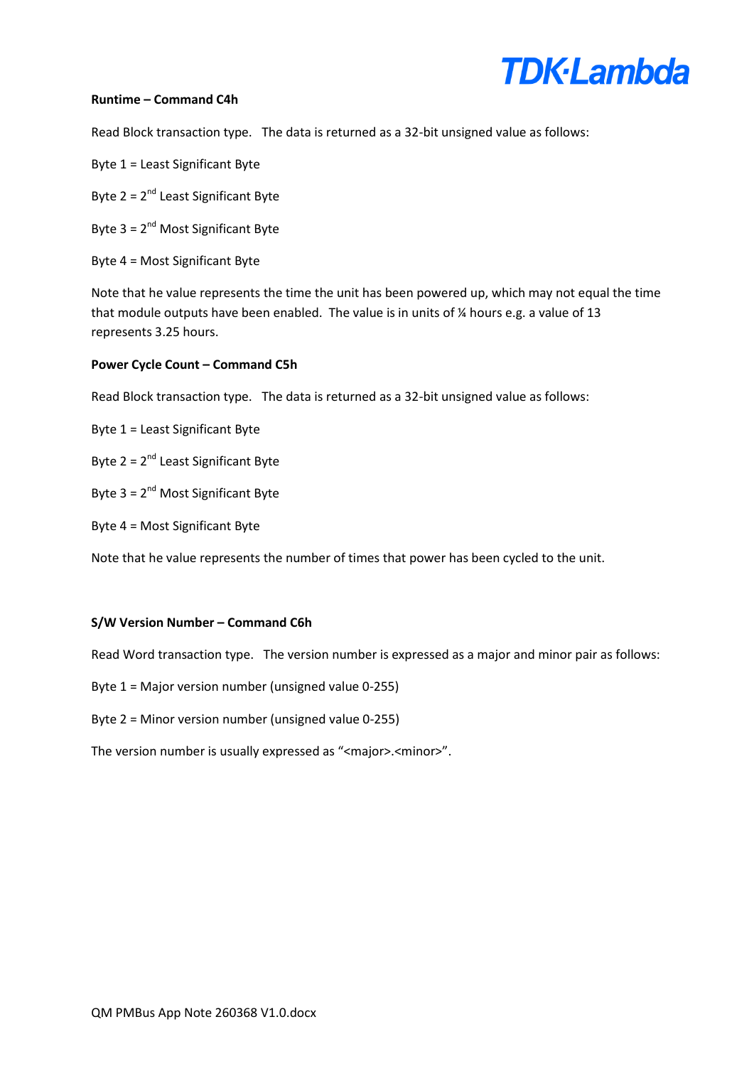**Runtime – Command C4h**

Read Block transaction type. The data is returned as a 32-bit unsigned value as follows:

Byte 1 = Least Significant Byte

Byte 2 = 2nd Least Significant Byte

Byte 3 = 2nd Most Significant Byte

Byte 4 = Most Significant Byte

Note that he value represents the time the unit has been powered up, which may not equal the time that module outputs have been enabled. The value is in units of ¼ hours e.g. a value of 13 represents 3.25 hours.

**Power Cycle Count – Command C5h**

Read Block transaction type. The data is returned as a 32-bit unsigned value as follows:

Byte 1 = Least Significant Byte

Byte 2 = 2nd Least Significant Byte

Byte 3 = 2nd Most Significant Byte

Byte 4 = Most Significant Byte

Note that he value represents the number of times that power has been cycled to the unit.

**S/W Version Number – Command C6h**

Read Word transaction type. The version number is expressed as a major and minor pair as follows:

Byte 1 = Major version number (unsigned value 0-255)

Byte 2 = Minor version number (unsigned value 0-255)

The version number is usually expressed as “<major>.<minor>”.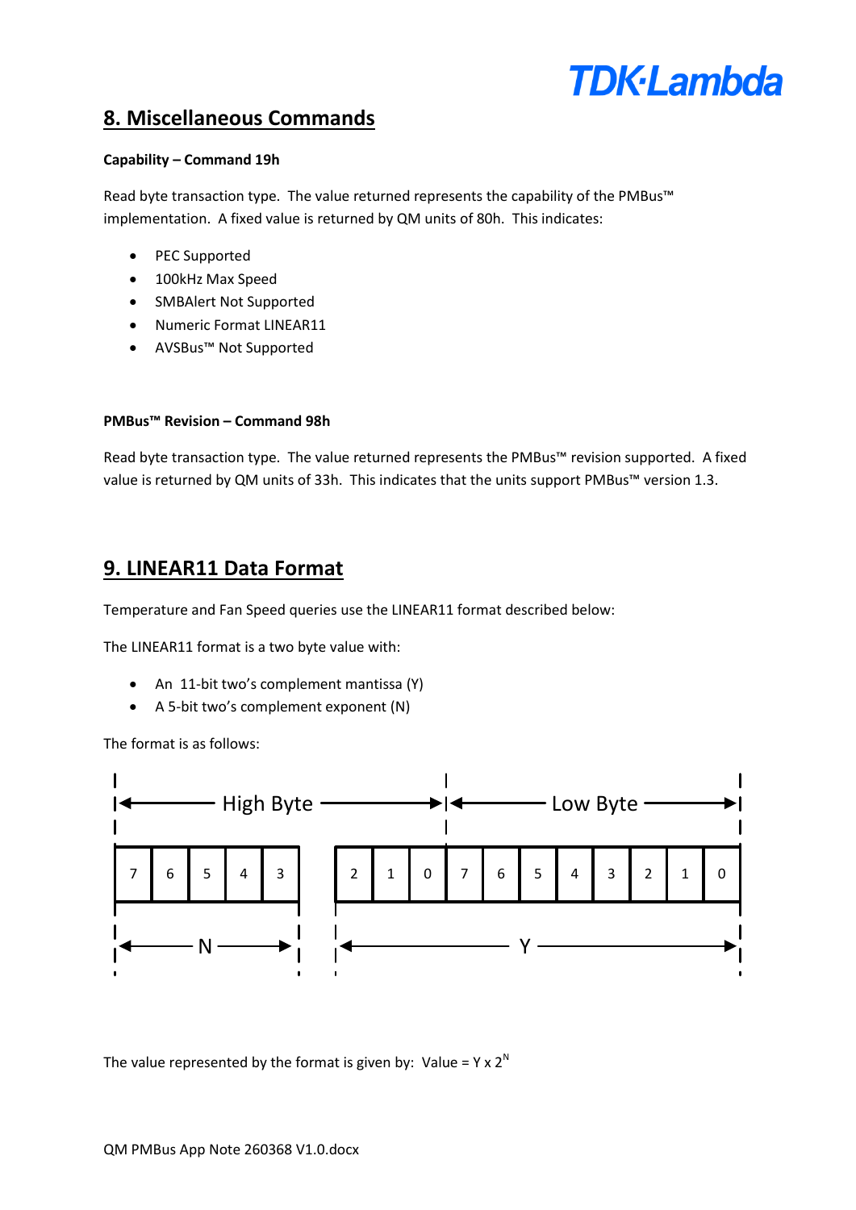## 8. Miscellaneous Commands

**Capability – Command 19h**

Read byte transaction type. The value returned represents the capability of the PMBus™ implementation. A fixed value is returned by QM units of 80h. This indicates:

- PEC Supported
- 100kHz Max Speed
- SMBAlert Not Supported
- Numeric Format LINEAR11
- AVSBus™ Not Supported

**PMBus™ Revision – Command 98h**

Read byte transaction type. The value returned represents the PMBus™ revision supported. A fixed value is returned by QM units of 33h. This indicates that the units support PMBus™ version 1.3.

## 9. LINEAR11 Data Format

Temperature and Fan Speed queries use the LINEAR11 format described below:

The LINEAR11 format is a two byte value with:

- An 11-bit two's complement mantissa (Y)
- A 5-bit two's complement exponent (N)

The format is as follows:

| High Byte | | | | | | | | Low Byte | | | | | | | |
|---|---|---|---|---|---|---|---|---|---|---|---|---|---|---|---|
| 7 | 6 | 5 | 4 | 3 | 2 | 1 | 0 | 7 | 6 | 5 | 4 | 3 | 2 | 1 | 0 |
| N | | | | | Y | | | | | | | | | | |

The value represented by the format is given by: Value = $Y \times 2^N$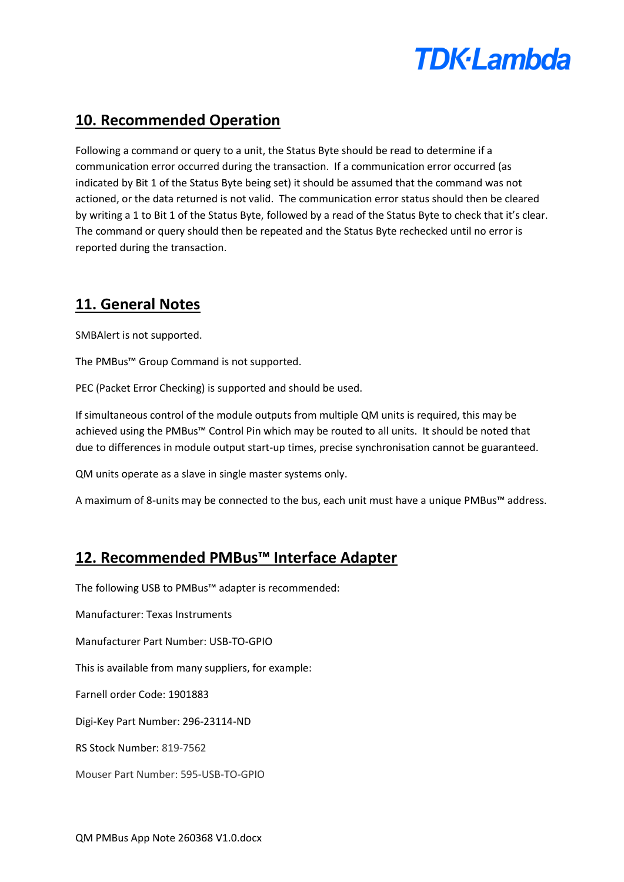## 10. Recommended Operation

Following a command or query to a unit, the Status Byte should be read to determine if a communication error occurred during the transaction. If a communication error occurred (as indicated by Bit 1 of the Status Byte being set) it should be assumed that the command was not actioned, or the data returned is not valid. The communication error status should then be cleared by writing a 1 to Bit 1 of the Status Byte, followed by a read of the Status Byte to check that it's clear. The command or query should then be repeated and the Status Byte rechecked until no error is reported during the transaction.

## 11. General Notes

SMBAlert is not supported.

The PMBus™ Group Command is not supported.

PEC (Packet Error Checking) is supported and should be used.

If simultaneous control of the module outputs from multiple QM units is required, this may be achieved using the PMBus™ Control Pin which may be routed to all units. It should be noted that due to differences in module output start-up times, precise synchronisation cannot be guaranteed.

QM units operate as a slave in single master systems only.

A maximum of 8-units may be connected to the bus, each unit must have a unique PMBus™ address.

## 12. Recommended PMBus™ Interface Adapter

The following USB to PMBus™ adapter is recommended:

Manufacturer: Texas Instruments

Manufacturer Part Number: USB-TO-GPIO

This is available from many suppliers, for example:

Farnell order Code: 1901883

Digi-Key Part Number: 296-23114-ND

RS Stock Number: 819-7562

Mouser Part Number: 595-USB-TO-GPIO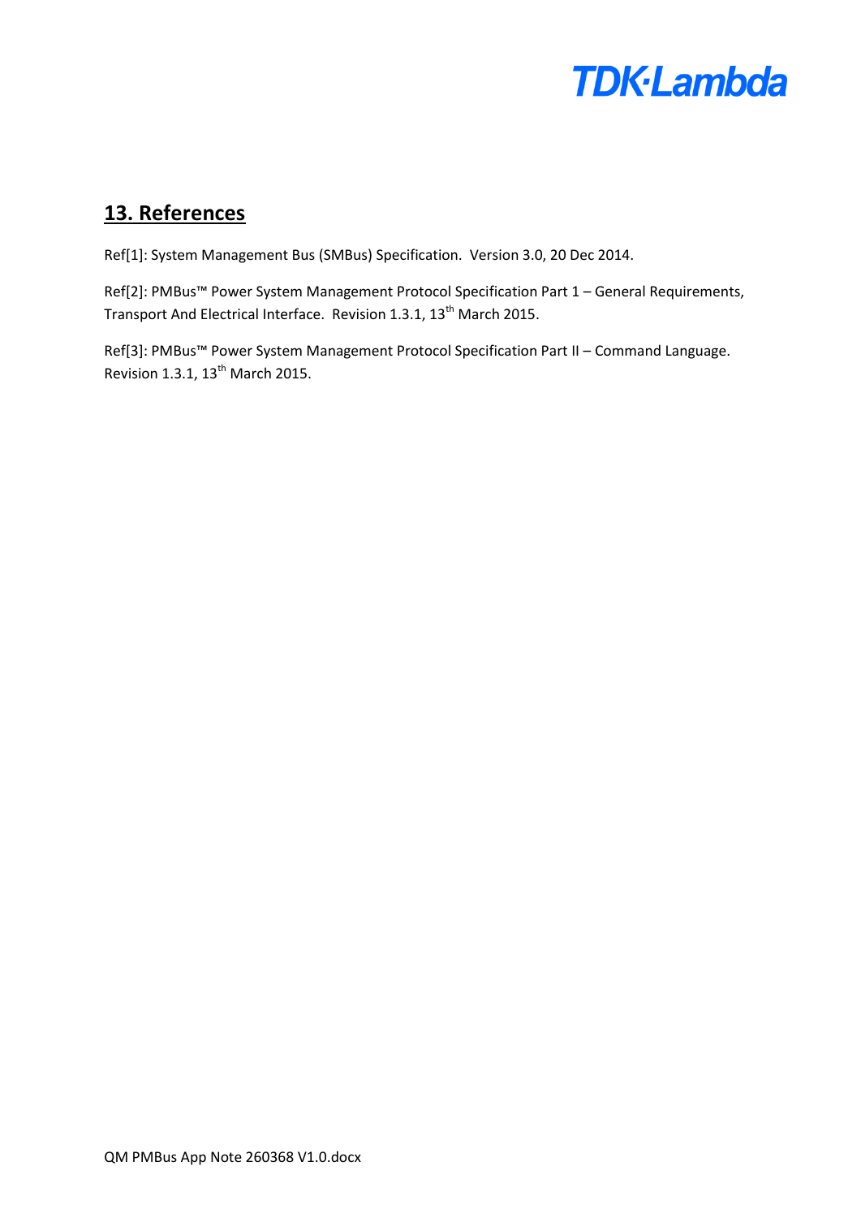## 13. References

Ref[1]: System Management Bus (SMBus) Specification. Version 3.0, 20 Dec 2014.

Ref[2]: PMBus™ Power System Management Protocol Specification Part 1 – General Requirements, Transport And Electrical Interface. Revision 1.3.1, 13th March 2015.

Ref[3]: PMBus™ Power System Management Protocol Specification Part II – Command Language. Revision 1.3.1, 13th March 2015.